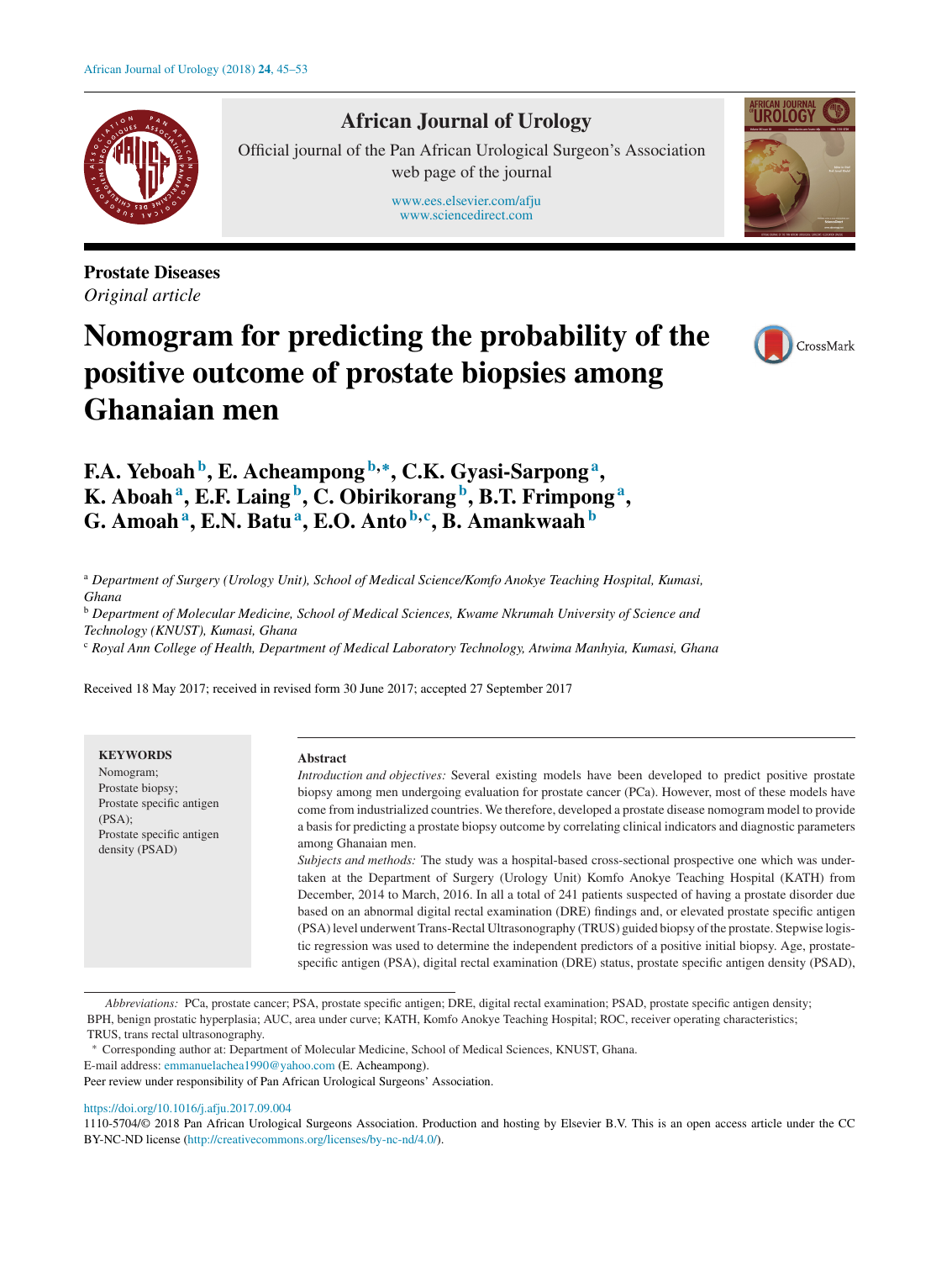Prostate Diseases

*Original article*

# Nomogram for predicting the probability of the positive outcome of prostate biopsies among Ghanaian men

**F.A. Yeboah** [b], **E. Acheampong** [b,*], **C.K. Gyasi-Sarpong** [a], **K. Aboah** [a], **E.F. Laing** [b], **C. Obirikorang** [b], **B.T. Frimpong** [a], **G. Amoah** [a], **E.N. Batu** [a], **E.O. Anto** [b,c], **B. Amankwaah** [b]

[a] *Department of Surgery (Urology Unit), School of Medical Science/Komfo Anokye Teaching Hospital, Kumasi, Ghana*

[b] *Department of Molecular Medicine, School of Medical Sciences, Kwame Nkrumah University of Science and Technology (KNUST), Kumasi, Ghana*

[c] *Royal Ann College of Health, Department of Medical Laboratory Technology, Atwima Manhyia, Kumasi, Ghana*

Received 18 May 2017; received in revised form 30 June 2017; accepted 27 September 2017

**KEYWORDS**

Nomogram;
Prostate biopsy;
Prostate specific antigen (PSA);
Prostate specific antigen density (PSAD)

## Abstract

*Introduction and objectives:* Several existing models have been developed to predict positive prostate biopsy among men undergoing evaluation for prostate cancer (PCa). However, most of these models have come from industrialized countries. We therefore, developed a prostate disease nomogram model to provide a basis for predicting a prostate biopsy outcome by correlating clinical indicators and diagnostic parameters among Ghanaian men.

*Subjects and methods:* The study was a hospital-based cross-sectional prospective one which was undertaken at the Department of Surgery (Urology Unit) Komfo Anokye Teaching Hospital (KATH) from December, 2014 to March, 2016. In all a total of 241 patients suspected of having a prostate disorder due based on an abnormal digital rectal examination (DRE) findings and, or elevated prostate specific antigen (PSA) level underwent Trans-Rectal Ultrasonography (TRUS) guided biopsy of the prostate. Stepwise logistic regression was used to determine the independent predictors of a positive initial biopsy. Age, prostate-specific antigen (PSA), digital rectal examination (DRE) status, prostate specific antigen density (PSAD),

*Abbreviations:* PCa, prostate cancer; PSA, prostate specific antigen; DRE, digital rectal examination; PSAD, prostate specific antigen density; BPH, benign prostatic hyperplasia; AUC, area under curve; KATH, Komfo Anokye Teaching Hospital; ROC, receiver operating characteristics; TRUS, trans rectal ultrasonography.

\* Corresponding author at: Department of Molecular Medicine, School of Medical Sciences, KNUST, Ghana.
E-mail address: emmanuelachea1990@yahoo.com (E. Acheampong).

Peer review under responsibility of Pan African Urological Surgeons' Association.

https://doi.org/10.1016/j.afju.2017.09.004

1110-5704/© 2018 Pan African Urological Surgeons Association. Production and hosting by Elsevier B.V. This is an open access article under the CC BY-NC-ND license (http://creativecommons.org/licenses/by-nc-nd/4.0/).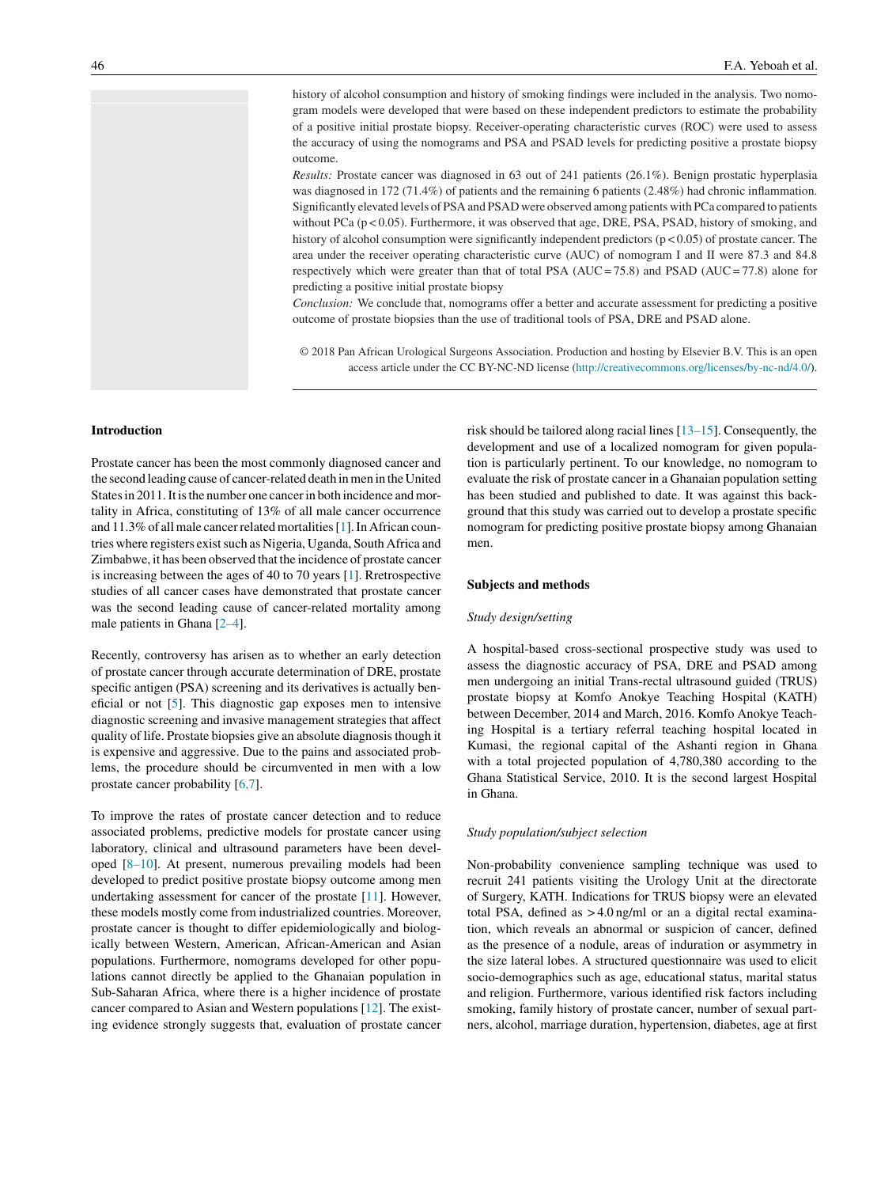history of alcohol consumption and history of smoking findings were included in the analysis. Two nomogram models were developed that were based on these independent predictors to estimate the probability of a positive initial prostate biopsy. Receiver-operating characteristic curves (ROC) were used to assess the accuracy of using the nomograms and PSA and PSAD levels for predicting positive a prostate biopsy outcome.

*Results:* Prostate cancer was diagnosed in 63 out of 241 patients (26.1%). Benign prostatic hyperplasia was diagnosed in 172 (71.4%) of patients and the remaining 6 patients (2.48%) had chronic inflammation. Significantly elevated levels of PSA and PSAD were observed among patients with PCa compared to patients without PCa ($p < 0.05$). Furthermore, it was observed that age, DRE, PSA, PSAD, history of smoking, and history of alcohol consumption were significantly independent predictors ($p < 0.05$) of prostate cancer. The area under the receiver operating characteristic curve (AUC) of nomogram I and II were 87.3 and 84.8 respectively which were greater than that of total PSA (AUC = 75.8) and PSAD (AUC = 77.8) alone for predicting a positive initial prostate biopsy

*Conclusion:* We conclude that, nomograms offer a better and accurate assessment for predicting a positive outcome of prostate biopsies than the use of traditional tools of PSA, DRE and PSAD alone.

© 2018 Pan African Urological Surgeons Association. Production and hosting by Elsevier B.V. This is an open access article under the CC BY-NC-ND license (http://creativecommons.org/licenses/by-nc-nd/4.0/).

## Introduction

Prostate cancer has been the most commonly diagnosed cancer and the second leading cause of cancer-related death in men in the United States in 2011. It is the number one cancer in both incidence and mortality in Africa, constituting of 13% of all male cancer occurrence and 11.3% of all male cancer related mortalities [1]. In African countries where registers exist such as Nigeria, Uganda, South Africa and Zimbabwe, it has been observed that the incidence of prostate cancer is increasing between the ages of 40 to 70 years [1]. Rretrospective studies of all cancer cases have demonstrated that prostate cancer was the second leading cause of cancer-related mortality among male patients in Ghana [2–4].

Recently, controversy has arisen as to whether an early detection of prostate cancer through accurate determination of DRE, prostate specific antigen (PSA) screening and its derivatives is actually beneficial or not [5]. This diagnostic gap exposes men to intensive diagnostic screening and invasive management strategies that affect quality of life. Prostate biopsies give an absolute diagnosis though it is expensive and aggressive. Due to the pains and associated problems, the procedure should be circumvented in men with a low prostate cancer probability [6,7].

To improve the rates of prostate cancer detection and to reduce associated problems, predictive models for prostate cancer using laboratory, clinical and ultrasound parameters have been developed [8–10]. At present, numerous prevailing models had been developed to predict positive prostate biopsy outcome among men undertaking assessment for cancer of the prostate [11]. However, these models mostly come from industrialized countries. Moreover, prostate cancer is thought to differ epidemiologically and biologically between Western, American, African-American and Asian populations. Furthermore, nomograms developed for other populations cannot directly be applied to the Ghanaian population in Sub-Saharan Africa, where there is a higher incidence of prostate cancer compared to Asian and Western populations [12]. The existing evidence strongly suggests that, evaluation of prostate cancer risk should be tailored along racial lines [13–15]. Consequently, the development and use of a localized nomogram for given population is particularly pertinent. To our knowledge, no nomogram to evaluate the risk of prostate cancer in a Ghanaian population setting has been studied and published to date. It was against this background that this study was carried out to develop a prostate specific nomogram for predicting positive prostate biopsy among Ghanaian men.

## Subjects and methods

### *Study design/setting*

A hospital-based cross-sectional prospective study was used to assess the diagnostic accuracy of PSA, DRE and PSAD among men undergoing an initial Trans-rectal ultrasound guided (TRUS) prostate biopsy at Komfo Anokye Teaching Hospital (KATH) between December, 2014 and March, 2016. Komfo Anokye Teaching Hospital is a tertiary referral teaching hospital located in Kumasi, the regional capital of the Ashanti region in Ghana with a total projected population of 4,780,380 according to the Ghana Statistical Service, 2010. It is the second largest Hospital in Ghana.

### *Study population/subject selection*

Non-probability convenience sampling technique was used to recruit 241 patients visiting the Urology Unit at the directorate of Surgery, KATH. Indications for TRUS biopsy were an elevated total PSA, defined as >4.0 ng/ml or an a digital rectal examination, which reveals an abnormal or suspicion of cancer, defined as the presence of a nodule, areas of induration or asymmetry in the size lateral lobes. A structured questionnaire was used to elicit socio-demographics such as age, educational status, marital status and religion. Furthermore, various identified risk factors including smoking, family history of prostate cancer, number of sexual partners, alcohol, marriage duration, hypertension, diabetes, age at first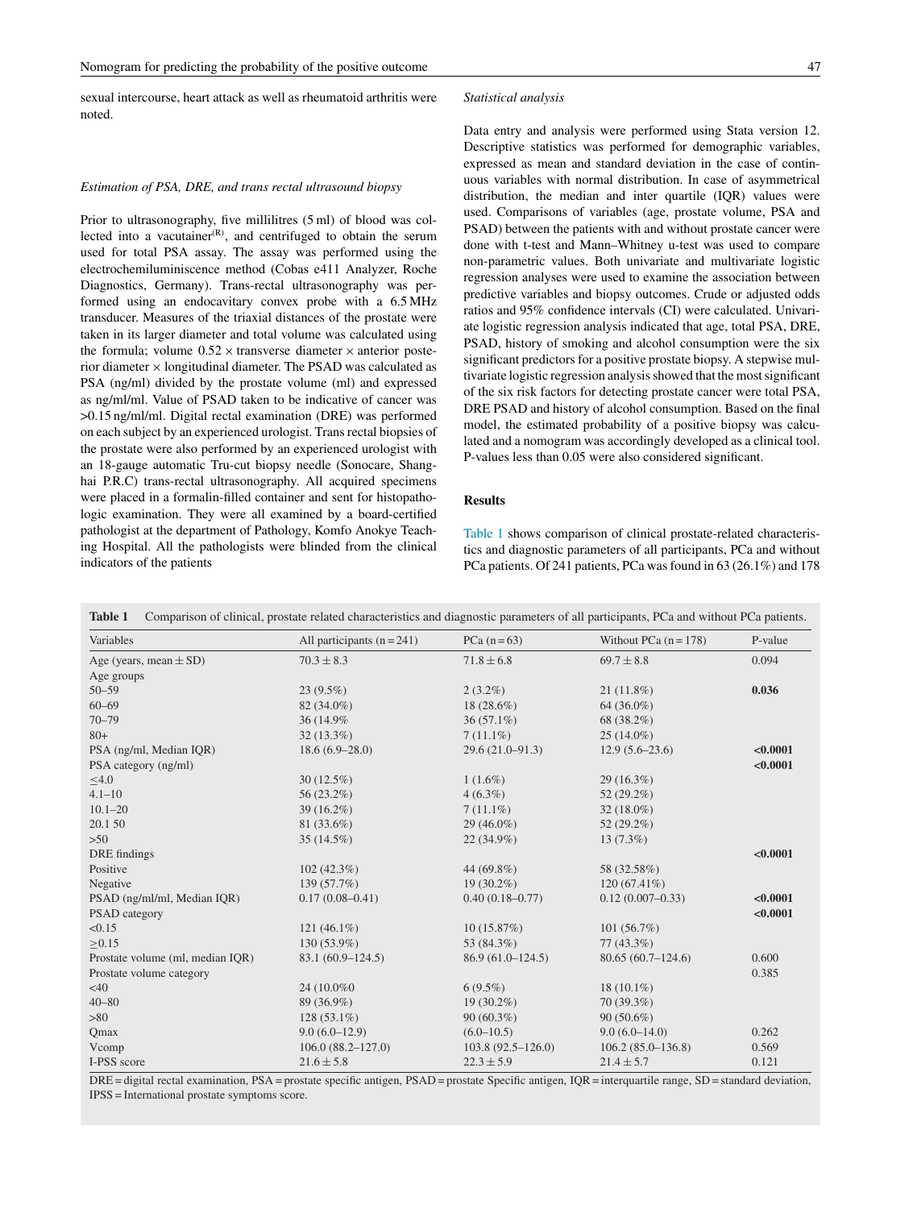sexual intercourse, heart attack as well as rheumatoid arthritis were noted.

*Estimation of PSA, DRE, and trans rectal ultrasound biopsy*

Prior to ultrasonography, five millilitres (5 ml) of blood was collected into a vacutainer(R), and centrifuged to obtain the serum used for total PSA assay. The assay was performed using the electrochemiluminiscence method (Cobas e411 Analyzer, Roche Diagnostics, Germany). Trans-rectal ultrasonography was performed using an endocavitary convex probe with a 6.5 MHz transducer. Measures of the triaxial distances of the prostate were taken in its larger diameter and total volume was calculated using the formula; volume 0.52 × transverse diameter × anterior posterior diameter × longitudinal diameter. The PSAD was calculated as PSA (ng/ml) divided by the prostate volume (ml) and expressed as ng/ml/ml. Value of PSAD taken to be indicative of cancer was >0.15 ng/ml/ml. Digital rectal examination (DRE) was performed on each subject by an experienced urologist. Trans rectal biopsies of the prostate were also performed by an experienced urologist with an 18-gauge automatic Tru-cut biopsy needle (Sonocare, Shanghai P.R.C) trans-rectal ultrasonography. All acquired specimens were placed in a formalin-filled container and sent for histopathologic examination. They were all examined by a board-certified pathologist at the department of Pathology, Komfo Anokye Teaching Hospital. All the pathologists were blinded from the clinical indicators of the patients

*Statistical analysis*

Data entry and analysis were performed using Stata version 12. Descriptive statistics was performed for demographic variables, expressed as mean and standard deviation in the case of continuous variables with normal distribution. In case of asymmetrical distribution, the median and inter quartile (IQR) values were used. Comparisons of variables (age, prostate volume, PSA and PSAD) between the patients with and without prostate cancer were done with t-test and Mann–Whitney u-test was used to compare non-parametric values. Both univariate and multivariate logistic regression analyses were used to examine the association between predictive variables and biopsy outcomes. Crude or adjusted odds ratios and 95% confidence intervals (CI) were calculated. Univariate logistic regression analysis indicated that age, total PSA, DRE, PSAD, history of smoking and alcohol consumption were the six significant predictors for a positive prostate biopsy. A stepwise multivariate logistic regression analysis showed that the most significant of the six risk factors for detecting prostate cancer were total PSA, DRE PSAD and history of alcohol consumption. Based on the final model, the estimated probability of a positive biopsy was calculated and a nomogram was accordingly developed as a clinical tool. P-values less than 0.05 were also considered significant.

## Results

Table 1 shows comparison of clinical prostate-related characteristics and diagnostic parameters of all participants, PCa and without PCa patients. Of 241 patients, PCa was found in 63 (26.1%) and 178

**Table 1** Comparison of clinical, prostate related characteristics and diagnostic parameters of all participants, PCa and without PCa patients.

| Variables | All participants (n = 241) | PCa (n = 63) | Without PCa (n = 178) | P-value |
|---|---|---|---|---|
| Age (years, mean ± SD) | 70.3 ± 8.3 | 71.8 ± 6.8 | 69.7 ± 8.8 | 0.094 |
| Age groups | | | | |
| 50–59 | 23 (9.5%) | 2 (3.2%) | 21 (11.8%) | **0.036** |
| 60–69 | 82 (34.0%) | 18 (28.6%) | 64 (36.0%) | |
| 70–79 | 36 (14.9% | 36 (57.1%) | 68 (38.2%) | |
| 80+ | 32 (13.3%) | 7 (11.1%) | 25 (14.0%) | |
| PSA (ng/ml, Median IQR) | 18.6 (6.9–28.0) | 29.6 (21.0–91.3) | 12.9 (5.6–23.6) | **<0.0001** |
| PSA category (ng/ml) | | | | **<0.0001** |
| ≤4.0 | 30 (12.5%) | 1 (1.6%) | 29 (16.3%) | |
| 4.1–10 | 56 (23.2%) | 4 (6.3%) | 52 (29.2%) | |
| 10.1–20 | 39 (16.2%) | 7 (11.1%) | 32 (18.0%) | |
| 20.1 50 | 81 (33.6%) | 29 (46.0%) | 52 (29.2%) | |
| >50 | 35 (14.5%) | 22 (34.9%) | 13 (7.3%) | |
| DRE findings | | | | **<0.0001** |
| Positive | 102 (42.3%) | 44 (69.8%) | 58 (32.58%) | |
| Negative | 139 (57.7%) | 19 (30.2%) | 120 (67.41%) | |
| PSAD (ng/ml/ml, Median IQR) | 0.17 (0.08–0.41) | 0.40 (0.18–0.77) | 0.12 (0.007–0.33) | **<0.0001** |
| PSAD category | | | | **<0.0001** |
| <0.15 | 121 (46.1%) | 10 (15.87%) | 101 (56.7%) | |
| ≥0.15 | 130 (53.9%) | 53 (84.3%) | 77 (43.3%) | |
| Prostate volume (ml, median IQR) | 83.1 (60.9–124.5) | 86.9 (61.0–124.5) | 80.65 (60.7–124.6) | 0.600 |
| Prostate volume category | | | | 0.385 |
| <40 | 24 (10.0%0 | 6 (9.5%) | 18 (10.1%) | |
| 40–80 | 89 (36.9%) | 19 (30.2%) | 70 (39.3%) | |
| >80 | 128 (53.1%) | 90 (60.3%) | 90 (50.6%) | |
| Qmax | 9.0 (6.0–12.9) | (6.0–10.5) | 9.0 (6.0–14.0) | 0.262 |
| Vcomp | 106.0 (88.2–127.0) | 103.8 (92.5–126.0) | 106.2 (85.0–136.8) | 0.569 |
| I-PSS score | 21.6 ± 5.8 | 22.3 ± 5.9 | 21.4 ± 5.7 | 0.121 |

DRE = digital rectal examination, PSA = prostate specific antigen, PSAD = prostate Specific antigen, IQR = interquartile range, SD = standard deviation, IPSS = International prostate symptoms score.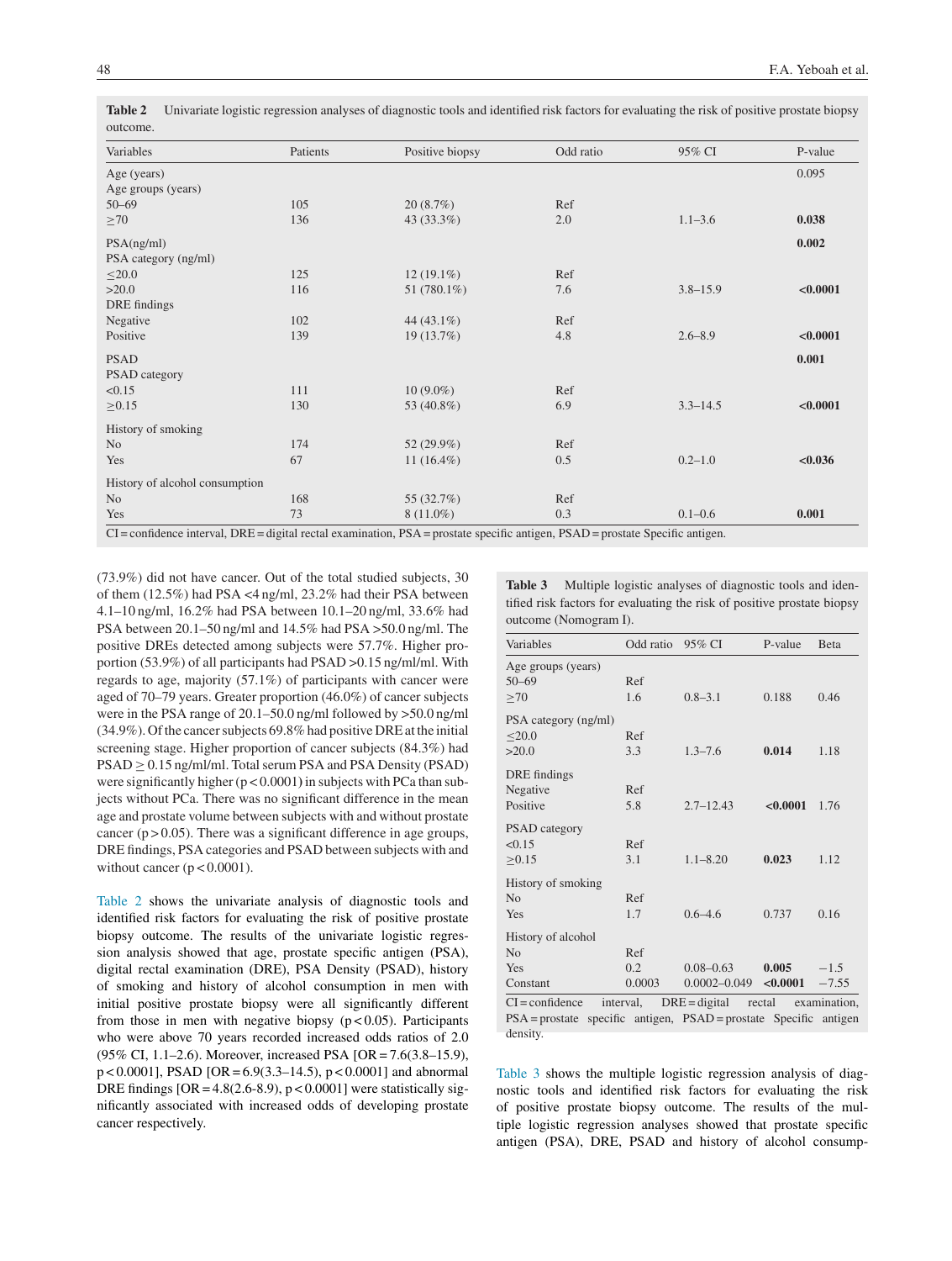**Table 2** Univariate logistic regression analyses of diagnostic tools and identified risk factors for evaluating the risk of positive prostate biopsy outcome.

| Variables | Patients | Positive biopsy | Odd ratio | 95% CI | P-value |
|---|---|---|---|---|---|
| Age (years) | | | | | 0.095 |
| Age groups (years) | | | | | |
| 50–69 | 105 | 20 (8.7%) | Ref | | |
| ≥70 | 136 | 43 (33.3%) | 2.0 | 1.1–3.6 | **0.038** |
| PSA(ng/ml) | | | | | **0.002** |
| PSA category (ng/ml) | | | | | |
| ≤20.0 | 125 | 12 (19.1%) | Ref | | |
| >20.0 | 116 | 51 (780.1%) | 7.6 | 3.8–15.9 | **<0.0001** |
| DRE findings | | | | | |
| Negative | 102 | 44 (43.1%) | Ref | | |
| Positive | 139 | 19 (13.7%) | 4.8 | 2.6–8.9 | **<0.0001** |
| PSAD | | | | | **0.001** |
| PSAD category | | | | | |
| <0.15 | 111 | 10 (9.0%) | Ref | | |
| ≥0.15 | 130 | 53 (40.8%) | 6.9 | 3.3–14.5 | **<0.0001** |
| History of smoking | | | | | |
| No | 174 | 52 (29.9%) | Ref | | |
| Yes | 67 | 11 (16.4%) | 0.5 | 0.2–1.0 | **<0.036** |
| History of alcohol consumption | | | | | |
| No | 168 | 55 (32.7%) | Ref | | |
| Yes | 73 | 8 (11.0%) | 0.3 | 0.1–0.6 | **0.001** |

CI = confidence interval, DRE = digital rectal examination, PSA = prostate specific antigen, PSAD = prostate Specific antigen.

(73.9%) did not have cancer. Out of the total studied subjects, 30 of them (12.5%) had PSA <4 ng/ml, 23.2% had their PSA between 4.1–10 ng/ml, 16.2% had PSA between 10.1–20 ng/ml, 33.6% had PSA between 20.1–50 ng/ml and 14.5% had PSA >50.0 ng/ml. The positive DREs detected among subjects were 57.7%. Higher proportion (53.9%) of all participants had PSAD >0.15 ng/ml/ml. With regards to age, majority (57.1%) of participants with cancer were aged of 70–79 years. Greater proportion (46.0%) of cancer subjects were in the PSA range of 20.1–50.0 ng/ml followed by >50.0 ng/ml (34.9%). Of the cancer subjects 69.8% had positive DRE at the initial screening stage. Higher proportion of cancer subjects (84.3%) had PSAD ≥ 0.15 ng/ml/ml. Total serum PSA and PSA Density (PSAD) were significantly higher ($p < 0.0001$) in subjects with PCa than subjects without PCa. There was no significant difference in the mean age and prostate volume between subjects with and without prostate cancer ($p > 0.05$). There was a significant difference in age groups, DRE findings, PSA categories and PSAD between subjects with and without cancer ($p < 0.0001$).

Table 2 shows the univariate analysis of diagnostic tools and identified risk factors for evaluating the risk of positive prostate biopsy outcome. The results of the univariate logistic regression analysis showed that age, prostate specific antigen (PSA), digital rectal examination (DRE), PSA Density (PSAD), history of smoking and history of alcohol consumption in men with initial positive prostate biopsy were all significantly different from those in men with negative biopsy ($p < 0.05$). Participants who were above 70 years recorded increased odds ratios of 2.0 (95% CI, 1.1–2.6). Moreover, increased PSA [OR = 7.6(3.8–15.9), $p < 0.0001$], PSAD [OR = 6.9(3.3–14.5), $p < 0.0001$] and abnormal DRE findings [OR = 4.8(2.6-8.9), $p < 0.0001$] were statistically significantly associated with increased odds of developing prostate cancer respectively.

**Table 3** Multiple logistic analyses of diagnostic tools and identified risk factors for evaluating the risk of positive prostate biopsy outcome (Nomogram I).

| Variables | Odd ratio | 95% CI | P-value | Beta |
|---|---|---|---|---|
| Age groups (years) | | | | |
| 50–69 | Ref | | | |
| ≥70 | 1.6 | 0.8–3.1 | 0.188 | 0.46 |
| PSA category (ng/ml) | | | | |
| ≤20.0 | Ref | | | |
| >20.0 | 3.3 | 1.3–7.6 | **0.014** | 1.18 |
| DRE findings | | | | |
| Negative | Ref | | | |
| Positive | 5.8 | 2.7–12.43 | **<0.0001** | 1.76 |
| PSAD category | | | | |
| <0.15 | Ref | | | |
| ≥0.15 | 3.1 | 1.1–8.20 | **0.023** | 1.12 |
| History of smoking | | | | |
| No | Ref | | | |
| Yes | 1.7 | 0.6–4.6 | 0.737 | 0.16 |
| History of alcohol | | | | |
| No | Ref | | | |
| Yes | 0.2 | 0.08–0.63 | **0.005** | −1.5 |
| Constant | 0.0003 | 0.0002–0.049 | **<0.0001** | −7.55 |

CI = confidence interval, DRE = digital rectal examination, PSA = prostate specific antigen, PSAD = prostate Specific antigen density.

Table 3 shows the multiple logistic regression analysis of diagnostic tools and identified risk factors for evaluating the risk of positive prostate biopsy outcome. The results of the multiple logistic regression analyses showed that prostate specific antigen (PSA), DRE, PSAD and history of alcohol consump-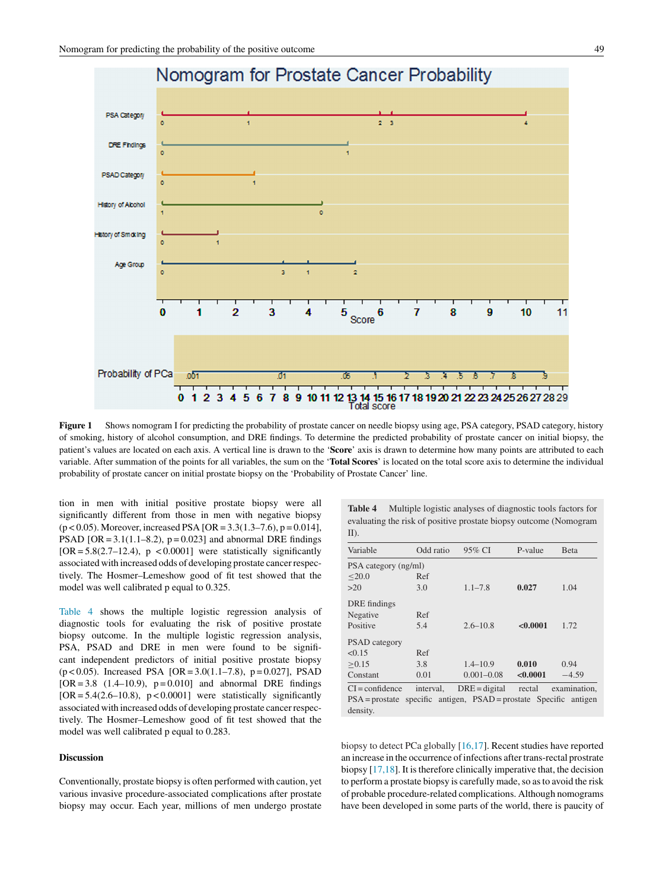Figure 1 Shows nomogram I for predicting the probability of prostate cancer on needle biopsy using age, PSA category, PSAD category, history of smoking, history of alcohol consumption, and DRE findings. To determine the predicted probability of prostate cancer on initial biopsy, the patient's values are located on each axis. A vertical line is drawn to the '**Score**' axis is drawn to determine how many points are attributed to each variable. After summation of the points for all variables, the sum on the '**Total Scores**' is located on the total score axis to determine the individual probability of prostate cancer on initial prostate biopsy on the 'Probability of Prostate Cancer' line.

tion in men with initial positive prostate biopsy were all significantly different from those in men with negative biopsy ($p<0.05$). Moreover, increased PSA [OR = 3.3(1.3–7.6), p = 0.014], PSAD [OR = 3.1(1.1–8.2), p = 0.023] and abnormal DRE findings [OR = 5.8(2.7–12.4), p < 0.0001] were statistically significantly associated with increased odds of developing prostate cancer respectively. The Hosmer–Lemeshow good of fit test showed that the model was well calibrated p equal to 0.325.

Table 4 shows the multiple logistic regression analysis of diagnostic tools for evaluating the risk of positive prostate biopsy outcome. In the multiple logistic regression analysis, PSA, PSAD and DRE in men were found to be significant independent predictors of initial positive prostate biopsy ($p<0.05$). Increased PSA [OR = 3.0(1.1–7.8), p = 0.027], PSAD [OR = 3.8 (1.4–10.9), p = 0.010] and abnormal DRE findings [OR = 5.4(2.6–10.8), p < 0.0001] were statistically significantly associated with increased odds of developing prostate cancer respectively. The Hosmer–Lemeshow good of fit test showed that the model was well calibrated p equal to 0.283.

Table 4 Multiple logistic analyses of diagnostic tools factors for evaluating the risk of positive prostate biopsy outcome (Nomogram II).

| Variable | Odd ratio | 95% CI | P-value | Beta |
|---|---|---|---|---|
| PSA category (ng/ml) | | | | |
| ≤20.0 | Ref | | | |
| >20 | 3.0 | 1.1–7.8 | **0.027** | 1.04 |
| DRE findings | | | | |
| Negative | Ref | | | |
| Positive | 5.4 | 2.6–10.8 | **<0.0001** | 1.72 |
| PSAD category | | | | |
| <0.15 | Ref | | | |
| ≥0.15 | 3.8 | 1.4–10.9 | **0.010** | 0.94 |
| Constant | 0.01 | 0.001–0.08 | **<0.0001** | −4.59 |

CI = confidence interval, DRE = digital rectal examination, PSA = prostate specific antigen, PSAD = prostate Specific antigen density.

## Discussion

Conventionally, prostate biopsy is often performed with caution, yet various invasive procedure-associated complications after prostate biopsy may occur. Each year, millions of men undergo prostate biopsy to detect PCa globally [16,17]. Recent studies have reported an increase in the occurrence of infections after trans-rectal prostrate biopsy [17,18]. It is therefore clinically imperative that, the decision to perform a prostate biopsy is carefully made, so as to avoid the risk of probable procedure-related complications. Although nomograms have been developed in some parts of the world, there is paucity of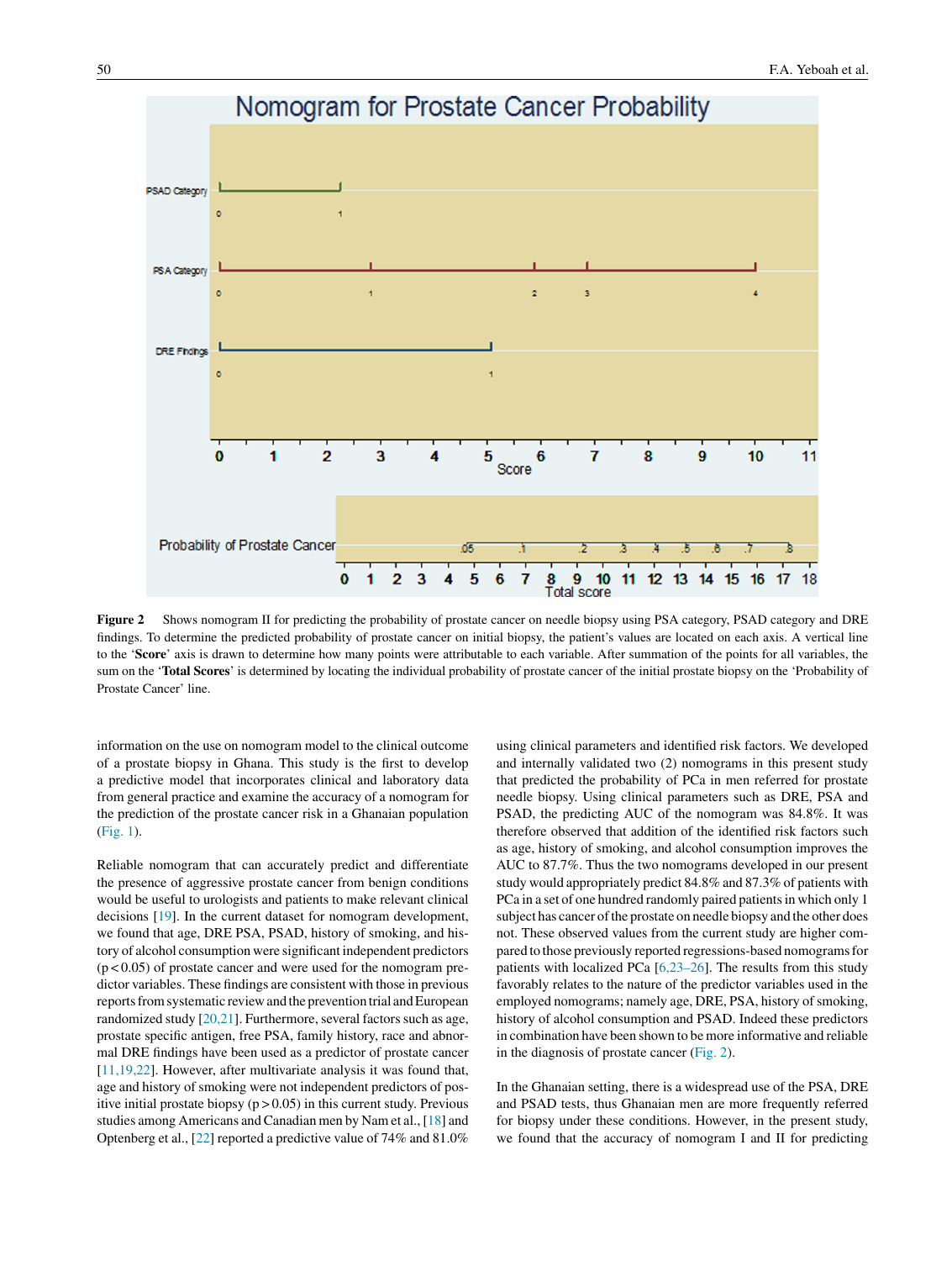**Figure 2** Shows nomogram II for predicting the probability of prostate cancer on needle biopsy using PSA category, PSAD category and DRE findings. To determine the predicted probability of prostate cancer on initial biopsy, the patient's values are located on each axis. A vertical line to the '**Score**' axis is drawn to determine how many points were attributable to each variable. After summation of the points for all variables, the sum on the '**Total Scores**' is determined by locating the individual probability of prostate cancer of the initial prostate biopsy on the 'Probability of Prostate Cancer' line.

information on the use on nomogram model to the clinical outcome of a prostate biopsy in Ghana. This study is the first to develop a predictive model that incorporates clinical and laboratory data from general practice and examine the accuracy of a nomogram for the prediction of the prostate cancer risk in a Ghanaian population (Fig. 1).

Reliable nomogram that can accurately predict and differentiate the presence of aggressive prostate cancer from benign conditions would be useful to urologists and patients to make relevant clinical decisions [19]. In the current dataset for nomogram development, we found that age, DRE PSA, PSAD, history of smoking, and history of alcohol consumption were significant independent predictors ($p < 0.05$) of prostate cancer and were used for the nomogram predictor variables. These findings are consistent with those in previous reports from systematic review and the prevention trial and European randomized study [20,21]. Furthermore, several factors such as age, prostate specific antigen, free PSA, family history, race and abnormal DRE findings have been used as a predictor of prostate cancer [11,19,22]. However, after multivariate analysis it was found that, age and history of smoking were not independent predictors of positive initial prostate biopsy ($p > 0.05$) in this current study. Previous studies among Americans and Canadian men by Nam et al., [18] and Optenberg et al., [22] reported a predictive value of 74% and 81.0% using clinical parameters and identified risk factors. We developed and internally validated two (2) nomograms in this present study that predicted the probability of PCa in men referred for prostate needle biopsy. Using clinical parameters such as DRE, PSA and PSAD, the predicting AUC of the nomogram was 84.8%. It was therefore observed that addition of the identified risk factors such as age, history of smoking, and alcohol consumption improves the AUC to 87.7%. Thus the two nomograms developed in our present study would appropriately predict 84.8% and 87.3% of patients with PCa in a set of one hundred randomly paired patients in which only 1 subject has cancer of the prostate on needle biopsy and the other does not. These observed values from the current study are higher compared to those previously reported regressions-based nomograms for patients with localized PCa [6,23–26]. The results from this study favorably relates to the nature of the predictor variables used in the employed nomograms; namely age, DRE, PSA, history of smoking, history of alcohol consumption and PSAD. Indeed these predictors in combination have been shown to be more informative and reliable in the diagnosis of prostate cancer (Fig. 2).

In the Ghanaian setting, there is a widespread use of the PSA, DRE and PSAD tests, thus Ghanaian men are more frequently referred for biopsy under these conditions. However, in the present study, we found that the accuracy of nomogram I and II for predicting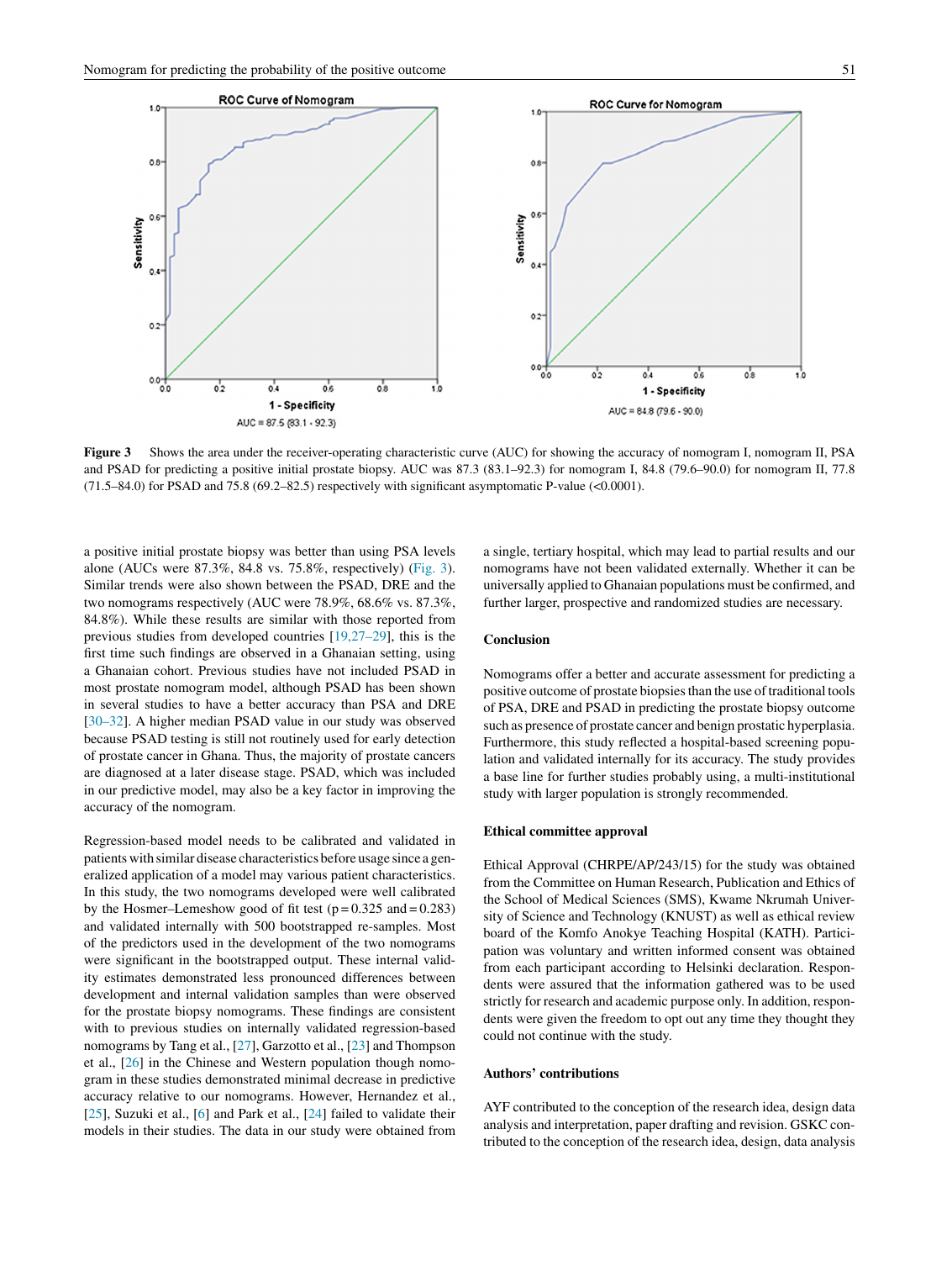Figure 3 Shows the area under the receiver-operating characteristic curve (AUC) for showing the accuracy of nomogram I, nomogram II, PSA and PSAD for predicting a positive initial prostate biopsy. AUC was 87.3 (83.1–92.3) for nomogram I, 84.8 (79.6–90.0) for nomogram II, 77.8 (71.5–84.0) for PSAD and 75.8 (69.2–82.5) respectively with significant asymptomatic P-value (<0.0001).

a positive initial prostate biopsy was better than using PSA levels alone (AUCs were 87.3%, 84.8 vs. 75.8%, respectively) (Fig. 3). Similar trends were also shown between the PSAD, DRE and the two nomograms respectively (AUC were 78.9%, 68.6% vs. 87.3%, 84.8%). While these results are similar with those reported from previous studies from developed countries [19,27–29], this is the first time such findings are observed in a Ghanaian setting, using a Ghanaian cohort. Previous studies have not included PSAD in most prostate nomogram model, although PSAD has been shown in several studies to have a better accuracy than PSA and DRE [30–32]. A higher median PSAD value in our study was observed because PSAD testing is still not routinely used for early detection of prostate cancer in Ghana. Thus, the majority of prostate cancers are diagnosed at a later disease stage. PSAD, which was included in our predictive model, may also be a key factor in improving the accuracy of the nomogram.

Regression-based model needs to be calibrated and validated in patients with similar disease characteristics before usage since a generalized application of a model may various patient characteristics. In this study, the two nomograms developed were well calibrated by the Hosmer–Lemeshow good of fit test ($p = 0.325$ and $= 0.283$) and validated internally with 500 bootstrapped re-samples. Most of the predictors used in the development of the two nomograms were significant in the bootstrapped output. These internal validity estimates demonstrated less pronounced differences between development and internal validation samples than were observed for the prostate biopsy nomograms. These findings are consistent with to previous studies on internally validated regression-based nomograms by Tang et al., [27], Garzotto et al., [23] and Thompson et al., [26] in the Chinese and Western population though nomogram in these studies demonstrated minimal decrease in predictive accuracy relative to our nomograms. However, Hernandez et al., [25], Suzuki et al., [6] and Park et al., [24] failed to validate their models in their studies. The data in our study were obtained from a single, tertiary hospital, which may lead to partial results and our nomograms have not been validated externally. Whether it can be universally applied to Ghanaian populations must be confirmed, and further larger, prospective and randomized studies are necessary.

## Conclusion

Nomograms offer a better and accurate assessment for predicting a positive outcome of prostate biopsies than the use of traditional tools of PSA, DRE and PSAD in predicting the prostate biopsy outcome such as presence of prostate cancer and benign prostatic hyperplasia. Furthermore, this study reflected a hospital-based screening population and validated internally for its accuracy. The study provides a base line for further studies probably using, a multi-institutional study with larger population is strongly recommended.

## Ethical committee approval

Ethical Approval (CHRPE/AP/243/15) for the study was obtained from the Committee on Human Research, Publication and Ethics of the School of Medical Sciences (SMS), Kwame Nkrumah University of Science and Technology (KNUST) as well as ethical review board of the Komfo Anokye Teaching Hospital (KATH). Participation was voluntary and written informed consent was obtained from each participant according to Helsinki declaration. Respondents were assured that the information gathered was to be used strictly for research and academic purpose only. In addition, respondents were given the freedom to opt out any time they thought they could not continue with the study.

## Authors' contributions

AYF contributed to the conception of the research idea, design data analysis and interpretation, paper drafting and revision. GSKC contributed to the conception of the research idea, design, data analysis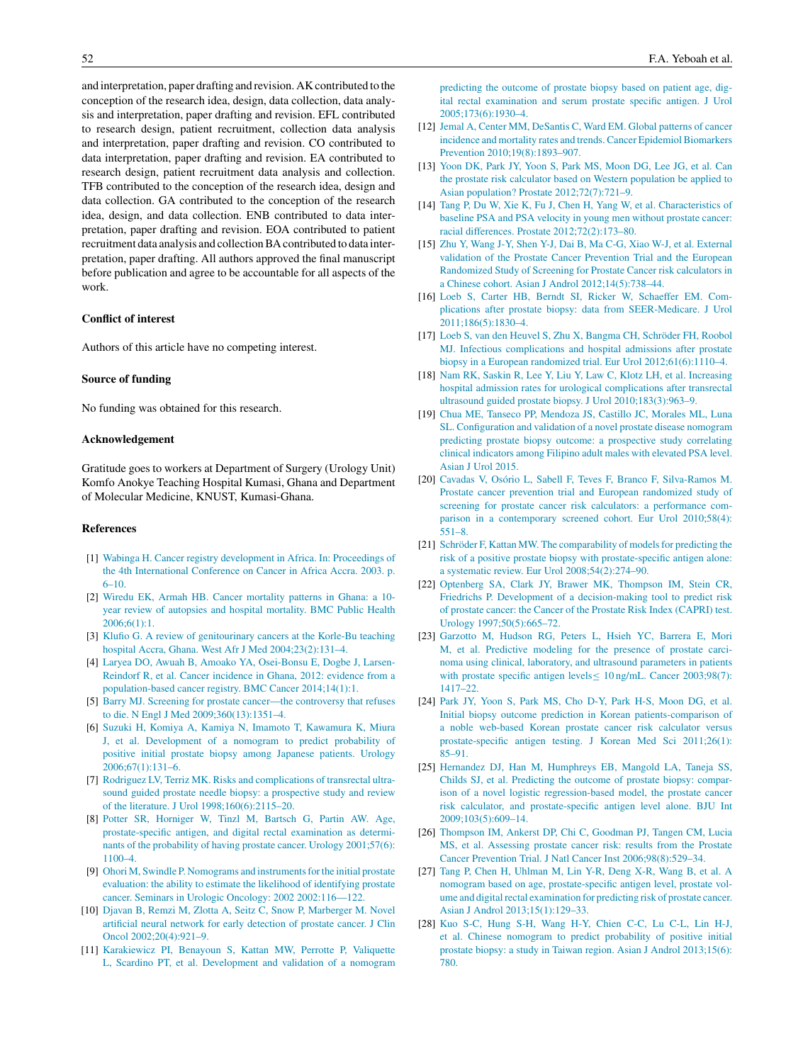and interpretation, paper drafting and revision. AK contributed to the conception of the research idea, design, data collection, data analysis and interpretation, paper drafting and revision. EFL contributed to research design, patient recruitment, collection data analysis and interpretation, paper drafting and revision. CO contributed to data interpretation, paper drafting and revision. EA contributed to research design, patient recruitment data analysis and collection. TFB contributed to the conception of the research idea, design and data collection. GA contributed to the conception of the research idea, design, and data collection. ENB contributed to data interpretation, paper drafting and revision. EOA contributed to patient recruitment data analysis and collection BA contributed to data interpretation, paper drafting. All authors approved the final manuscript before publication and agree to be accountable for all aspects of the work.

### Conflict of interest

Authors of this article have no competing interest.

### Source of funding

No funding was obtained for this research.

### Acknowledgement

Gratitude goes to workers at Department of Surgery (Urology Unit) Komfo Anokye Teaching Hospital Kumasi, Ghana and Department of Molecular Medicine, KNUST, Kumasi-Ghana.

### References

[1] Wabinga H. Cancer registry development in Africa. In: Proceedings of the 4th International Conference on Cancer in Africa Accra. 2003. p. 6–10.

[2] Wiredu EK, Armah HB. Cancer mortality patterns in Ghana: a 10-year review of autopsies and hospital mortality. BMC Public Health 2006;6(1):1.

[3] Klufio G. A review of genitourinary cancers at the Korle-Bu teaching hospital Accra, Ghana. West Afr J Med 2004;23(2):131–4.

[4] Laryea DO, Awuah B, Amoako YA, Osei-Bonsu E, Dogbe J, Larsen-Reindorf R, et al. Cancer incidence in Ghana, 2012: evidence from a population-based cancer registry. BMC Cancer 2014;14(1):1.

[5] Barry MJ. Screening for prostate cancer—the controversy that refuses to die. N Engl J Med 2009;360(13):1351–4.

[6] Suzuki H, Komiya A, Kamiya N, Imamoto T, Kawamura K, Miura J, et al. Development of a nomogram to predict probability of positive initial prostate biopsy among Japanese patients. Urology 2006;67(1):131–6.

[7] Rodriguez LV, Terriz MK. Risks and complications of transrectal ultrasound guided prostate needle biopsy: a prospective study and review of the literature. J Urol 1998;160(6):2115–20.

[8] Potter SR, Horniger W, Tinzl M, Bartsch G, Partin AW. Age, prostate-specific antigen, and digital rectal examination as determinants of the probability of having prostate cancer. Urology 2001;57(6):1100–4.

[9] Ohori M, Swindle P. Nomograms and instruments for the initial prostate evaluation: the ability to estimate the likelihood of identifying prostate cancer. Seminars in Urologic Oncology: 2002 2002:116—122.

[10] Djavan B, Remzi M, Zlotta A, Seitz C, Snow P, Marberger M. Novel artificial neural network for early detection of prostate cancer. J Clin Oncol 2002;20(4):921–9.

[11] Karakiewicz PI, Benayoun S, Kattan MW, Perrotte P, Valiquette L, Scardino PT, et al. Development and validation of a nomogram predicting the outcome of prostate biopsy based on patient age, digital rectal examination and serum prostate specific antigen. J Urol 2005;173(6):1930–4.

[12] Jemal A, Center MM, DeSantis C, Ward EM. Global patterns of cancer incidence and mortality rates and trends. Cancer Epidemiol Biomarkers Prevention 2010;19(8):1893–907.

[13] Yoon DK, Park JY, Yoon S, Park MS, Moon DG, Lee JG, et al. Can the prostate risk calculator based on Western population be applied to Asian population? Prostate 2012;72(7):721–9.

[14] Tang P, Du W, Xie K, Fu J, Chen H, Yang W, et al. Characteristics of baseline PSA and PSA velocity in young men without prostate cancer: racial differences. Prostate 2012;72(2):173–80.

[15] Zhu Y, Wang J-Y, Shen Y-J, Dai B, Ma C-G, Xiao W-J, et al. External validation of the Prostate Cancer Prevention Trial and the European Randomized Study of Screening for Prostate Cancer risk calculators in a Chinese cohort. Asian J Androl 2012;14(5):738–44.

[16] Loeb S, Carter HB, Berndt SI, Ricker W, Schaeffer EM. Complications after prostate biopsy: data from SEER-Medicare. J Urol 2011;186(5):1830–4.

[17] Loeb S, van den Heuvel S, Zhu X, Bangma CH, Schröder FH, Roobol MJ. Infectious complications and hospital admissions after prostate biopsy in a European randomized trial. Eur Urol 2012;61(6):1110–4.

[18] Nam RK, Saskin R, Lee Y, Liu Y, Law C, Klotz LH, et al. Increasing hospital admission rates for urological complications after transrectal ultrasound guided prostate biopsy. J Urol 2010;183(3):963–9.

[19] Chua ME, Tanseco PP, Mendoza JS, Castillo JC, Morales ML, Luna SL. Configuration and validation of a novel prostate disease nomogram predicting prostate biopsy outcome: a prospective study correlating clinical indicators among Filipino adult males with elevated PSA level. Asian J Urol 2015.

[20] Cavadas V, Osório L, Sabell F, Teves F, Branco F, Silva-Ramos M. Prostate cancer prevention trial and European randomized study of screening for prostate cancer risk calculators: a performance comparison in a contemporary screened cohort. Eur Urol 2010;58(4):551–8.

[21] Schröder F, Kattan MW. The comparability of models for predicting the risk of a positive prostate biopsy with prostate-specific antigen alone: a systematic review. Eur Urol 2008;54(2):274–90.

[22] Optenberg SA, Clark JY, Brawer MK, Thompson IM, Stein CR, Friedrichs P. Development of a decision-making tool to predict risk of prostate cancer: the Cancer of the Prostate Risk Index (CAPRI) test. Urology 1997;50(5):665–72.

[23] Garzotto M, Hudson RG, Peters L, Hsieh YC, Barrera E, Mori M, et al. Predictive modeling for the presence of prostate carcinoma using clinical, laboratory, and ultrasound parameters in patients with prostate specific antigen levels≤ 10 ng/mL. Cancer 2003;98(7):1417–22.

[24] Park JY, Yoon S, Park MS, Cho D-Y, Park H-S, Moon DG, et al. Initial biopsy outcome prediction in Korean patients-comparison of a noble web-based Korean prostate cancer risk calculator versus prostate-specific antigen testing. J Korean Med Sci 2011;26(1):85–91.

[25] Hernandez DJ, Han M, Humphreys EB, Mangold LA, Taneja SS, Childs SJ, et al. Predicting the outcome of prostate biopsy: comparison of a novel logistic regression-based model, the prostate cancer risk calculator, and prostate-specific antigen level alone. BJU Int 2009;103(5):609–14.

[26] Thompson IM, Ankerst DP, Chi C, Goodman PJ, Tangen CM, Lucia MS, et al. Assessing prostate cancer risk: results from the Prostate Cancer Prevention Trial. J Natl Cancer Inst 2006;98(8):529–34.

[27] Tang P, Chen H, Uhlman M, Lin Y-R, Deng X-R, Wang B, et al. A nomogram based on age, prostate-specific antigen level, prostate volume and digital rectal examination for predicting risk of prostate cancer. Asian J Androl 2013;15(1):129–33.

[28] Kuo S-C, Hung S-H, Wang H-Y, Chien C-C, Lu C-L, Lin H-J, et al. Chinese nomogram to predict probability of positive initial prostate biopsy: a study in Taiwan region. Asian J Androl 2013;15(6):780.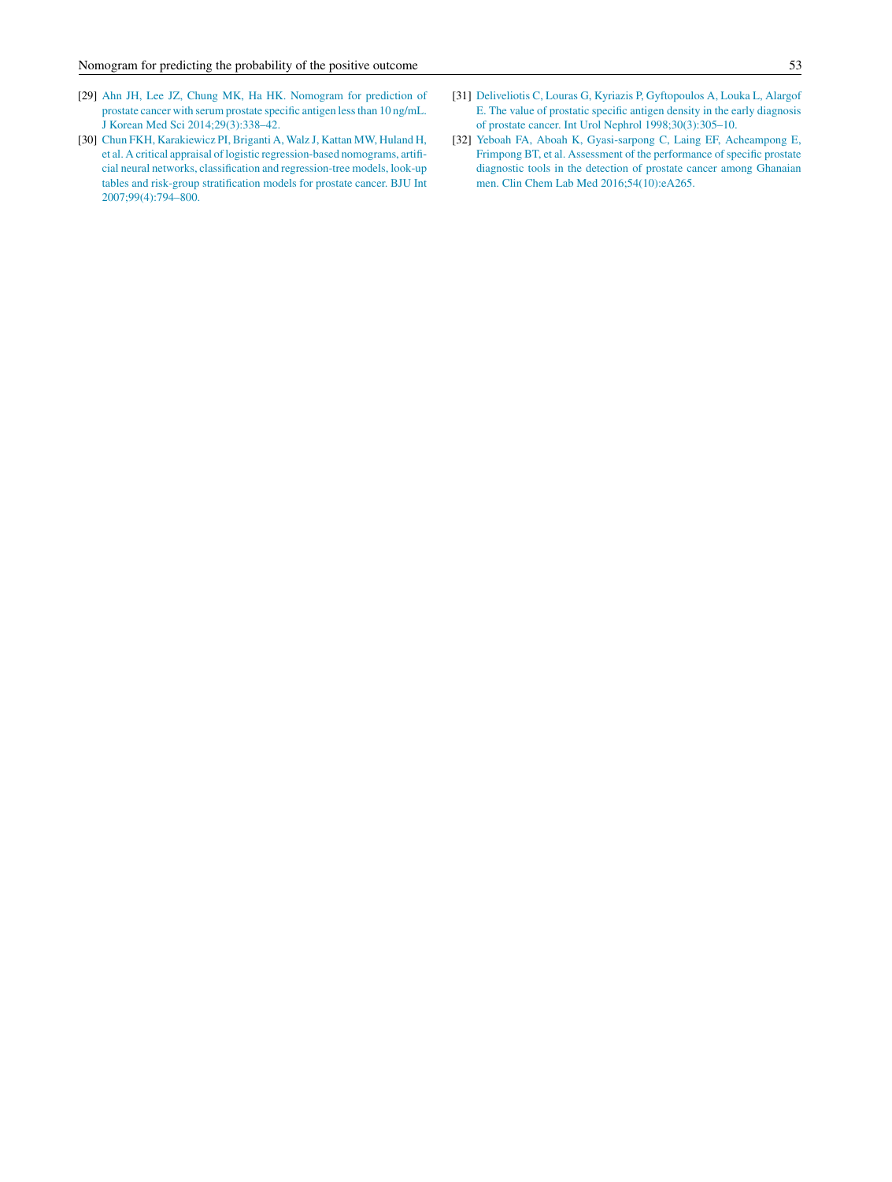[29] Ahn JH, Lee JZ, Chung MK, Ha HK. Nomogram for prediction of prostate cancer with serum prostate specific antigen less than 10 ng/mL. J Korean Med Sci 2014;29(3):338–42.

[30] Chun FKH, Karakiewicz PI, Briganti A, Walz J, Kattan MW, Huland H, et al. A critical appraisal of logistic regression-based nomograms, artificial neural networks, classification and regression-tree models, look-up tables and risk-group stratification models for prostate cancer. BJU Int 2007;99(4):794–800.

[31] Deliveliotis C, Louras G, Kyriazis P, Gyftopoulos A, Louka L, Alargof E. The value of prostatic specific antigen density in the early diagnosis of prostate cancer. Int Urol Nephrol 1998;30(3):305–10.

[32] Yeboah FA, Aboah K, Gyasi-sarpong C, Laing EF, Acheampong E, Frimpong BT, et al. Assessment of the performance of specific prostate diagnostic tools in the detection of prostate cancer among Ghanaian men. Clin Chem Lab Med 2016;54(10):eA265.